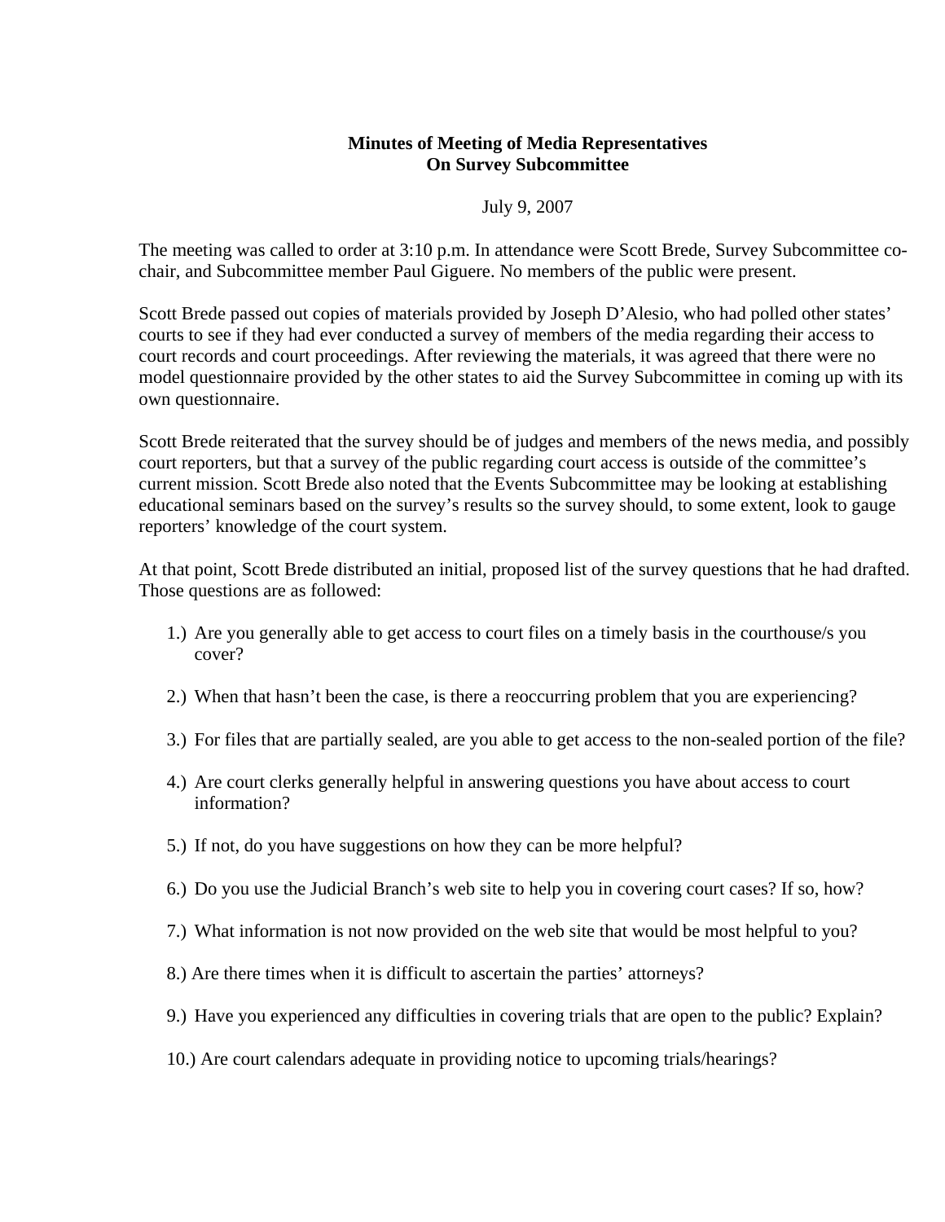**Minutes of Meeting of Media Representatives**
**On Survey Subcommittee**

July 9, 2007

The meeting was called to order at 3:10 p.m. In attendance were Scott Brede, Survey Subcommittee co-chair, and Subcommittee member Paul Giguere. No members of the public were present.

Scott Brede passed out copies of materials provided by Joseph D'Alesio, who had polled other states' courts to see if they had ever conducted a survey of members of the media regarding their access to court records and court proceedings. After reviewing the materials, it was agreed that there were no model questionnaire provided by the other states to aid the Survey Subcommittee in coming up with its own questionnaire.

Scott Brede reiterated that the survey should be of judges and members of the news media, and possibly court reporters, but that a survey of the public regarding court access is outside of the committee's current mission. Scott Brede also noted that the Events Subcommittee may be looking at establishing educational seminars based on the survey's results so the survey should, to some extent, look to gauge reporters' knowledge of the court system.

At that point, Scott Brede distributed an initial, proposed list of the survey questions that he had drafted. Those questions are as followed:

1.) Are you generally able to get access to court files on a timely basis in the courthouse/s you cover?

2.) When that hasn't been the case, is there a reoccurring problem that you are experiencing?

3.) For files that are partially sealed, are you able to get access to the non-sealed portion of the file?

4.) Are court clerks generally helpful in answering questions you have about access to court information?

5.) If not, do you have suggestions on how they can be more helpful?

6.) Do you use the Judicial Branch's web site to help you in covering court cases? If so, how?

7.) What information is not now provided on the web site that would be most helpful to you?

8.) Are there times when it is difficult to ascertain the parties' attorneys?

9.) Have you experienced any difficulties in covering trials that are open to the public? Explain?

10.) Are court calendars adequate in providing notice to upcoming trials/hearings?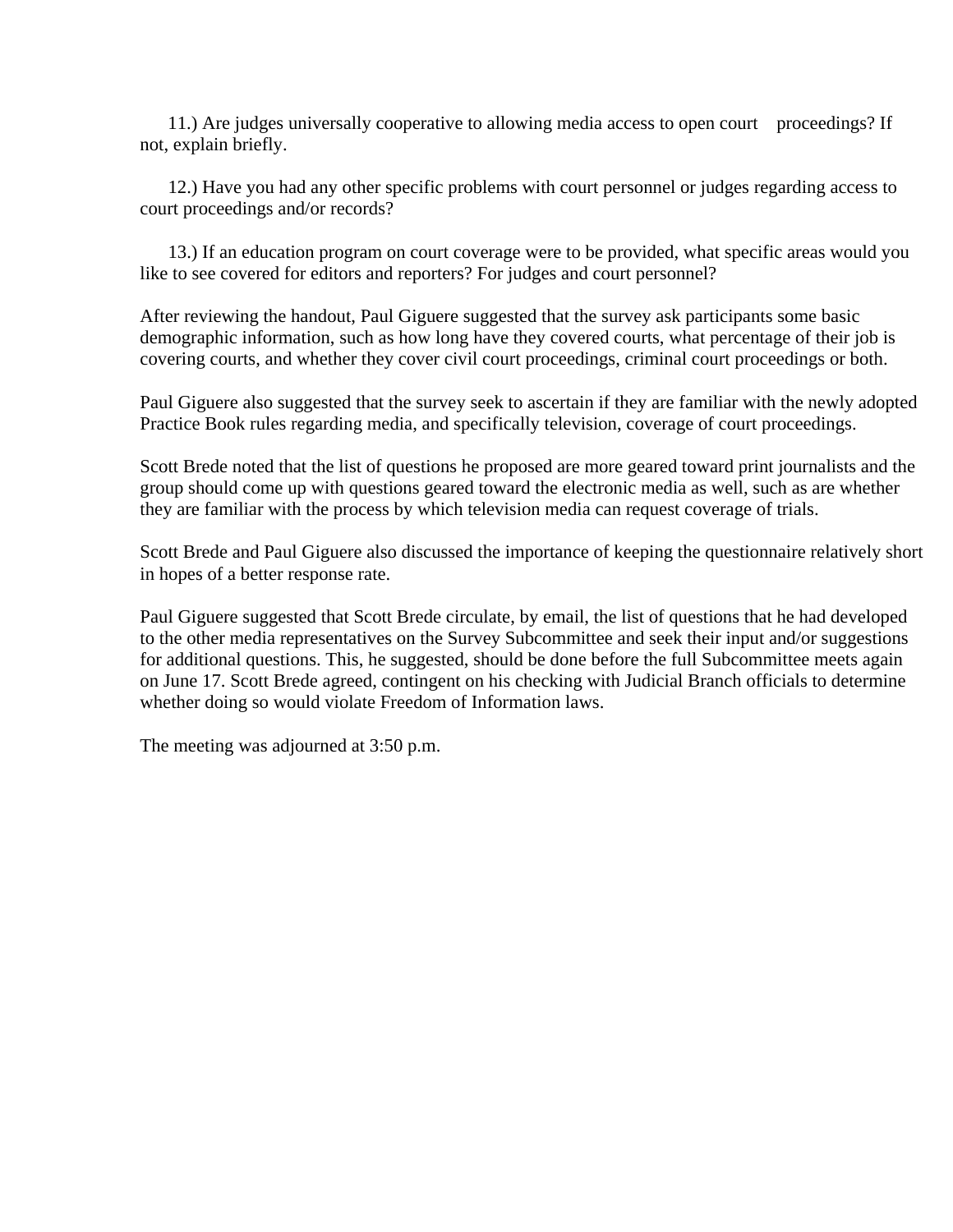11.) Are judges universally cooperative to allowing media access to open court proceedings? If not, explain briefly.

12.) Have you had any other specific problems with court personnel or judges regarding access to court proceedings and/or records?

13.) If an education program on court coverage were to be provided, what specific areas would you like to see covered for editors and reporters? For judges and court personnel?

After reviewing the handout, Paul Giguere suggested that the survey ask participants some basic demographic information, such as how long have they covered courts, what percentage of their job is covering courts, and whether they cover civil court proceedings, criminal court proceedings or both.

Paul Giguere also suggested that the survey seek to ascertain if they are familiar with the newly adopted Practice Book rules regarding media, and specifically television, coverage of court proceedings.

Scott Brede noted that the list of questions he proposed are more geared toward print journalists and the group should come up with questions geared toward the electronic media as well, such as are whether they are familiar with the process by which television media can request coverage of trials.

Scott Brede and Paul Giguere also discussed the importance of keeping the questionnaire relatively short in hopes of a better response rate.

Paul Giguere suggested that Scott Brede circulate, by email, the list of questions that he had developed to the other media representatives on the Survey Subcommittee and seek their input and/or suggestions for additional questions. This, he suggested, should be done before the full Subcommittee meets again on June 17. Scott Brede agreed, contingent on his checking with Judicial Branch officials to determine whether doing so would violate Freedom of Information laws.

The meeting was adjourned at 3:50 p.m.